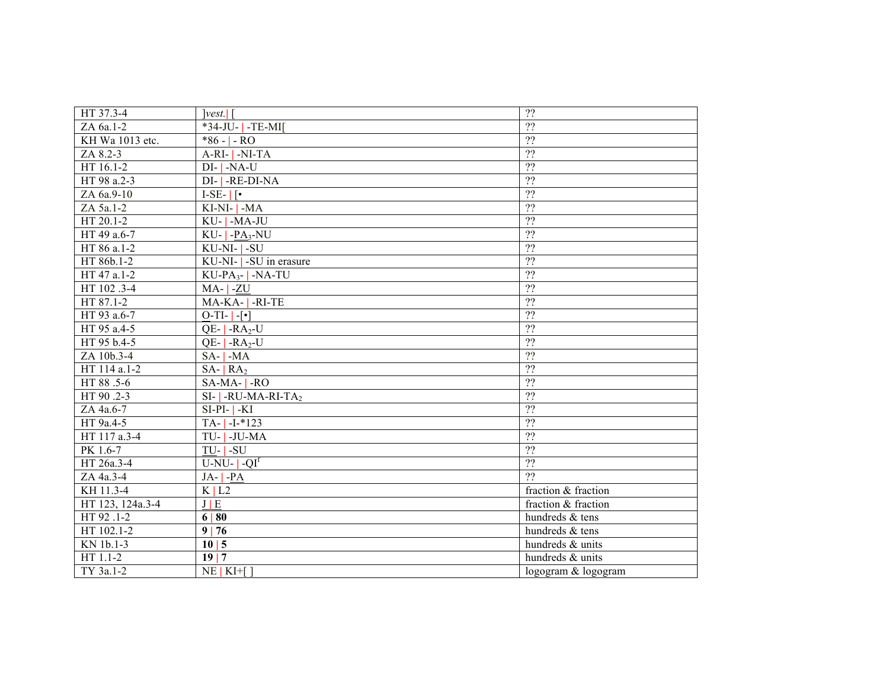| HT 37.3-4 | ]*vest.*\| [ | ?? |
|---|---|---|
| ZA 6a.1-2 | *34-JU- \| -TE-MI[ | ?? |
| KH Wa 1013 etc. | *86 - \| - RO | ?? |
| ZA 8.2-3 | A-RI- \| -NI-TA | ?? |
| HT 16.1-2 | DI- \| -NA-U | ?? |
| HT 98 a.2-3 | DI- \| -RE-DI-NA | ?? |
| ZA 6a.9-10 | I-SE- \| [• | ?? |
| ZA 5a.1-2 | KI-NI- \| -MA | ?? |
| HT 20.1-2 | KU- \| -MA-JU | ?? |
| HT 49 a.6-7 | KU- \| -$\underline{PA_3}$-NU | ?? |
| HT 86 a.1-2 | KU-NI- \| -SU | ?? |
| HT 86b.1-2 | KU-NI- \| -SU in erasure | ?? |
| HT 47 a.1-2 | KU-$PA_3$- \| -NA-TU | ?? |
| HT 102 .3-4 | MA- \| -<u>ZU</u> | ?? |
| HT 87.1-2 | MA-KA- \| -RI-TE | ?? |
| HT 93 a.6-7 | <u>O</u>-TI- \| -[•] | ?? |
| HT 95 a.4-5 | QE- \| -$RA_2$-U | ?? |
| HT 95 b.4-5 | QE- \| -$RA_2$-U | ?? |
| ZA 10b.3-4 | SA- \| -MA | ?? |
| HT 114 a.1-2 | SA- \| $RA_2$ | ?? |
| HT 88 .5-6 | SA-MA- \| -RO | ?? |
| HT 90 .2-3 | SI- \| -RU-MA-RI-$TA_2$ | ?? |
| ZA 4a.6-7 | SI-PI- \| -KI | ?? |
| HT 9a.4-5 | TA- \| -I-*123 | ?? |
| HT 117 a.3-4 | TU- \| -JU-MA | ?? |
| PK 1.6-7 | <u>TU</u>- \| -SU | ?? |
| HT 26a.3-4 | U-NU- \| -$QI^f$ | ?? |
| ZA 4a.3-4 | JA- \| -<u>PA</u> | ?? |
| KH 11.3-4 | K \| L2 | fraction & fraction |
| HT 123, 124a.3-4 | <u>J \| E</u> | fraction & fraction |
| HT 92 .1-2 | **6 \| 80** | hundreds & tens |
| HT 102.1-2 | **9 \| 76** | hundreds & tens |
| KN 1b.1-3 | **10 \| 5** | hundreds & units |
| HT 1.1-2 | **19 \| 7** | hundreds & units |
| TY 3a.1-2 | NE \| KI+[ ] | logogram & logogram |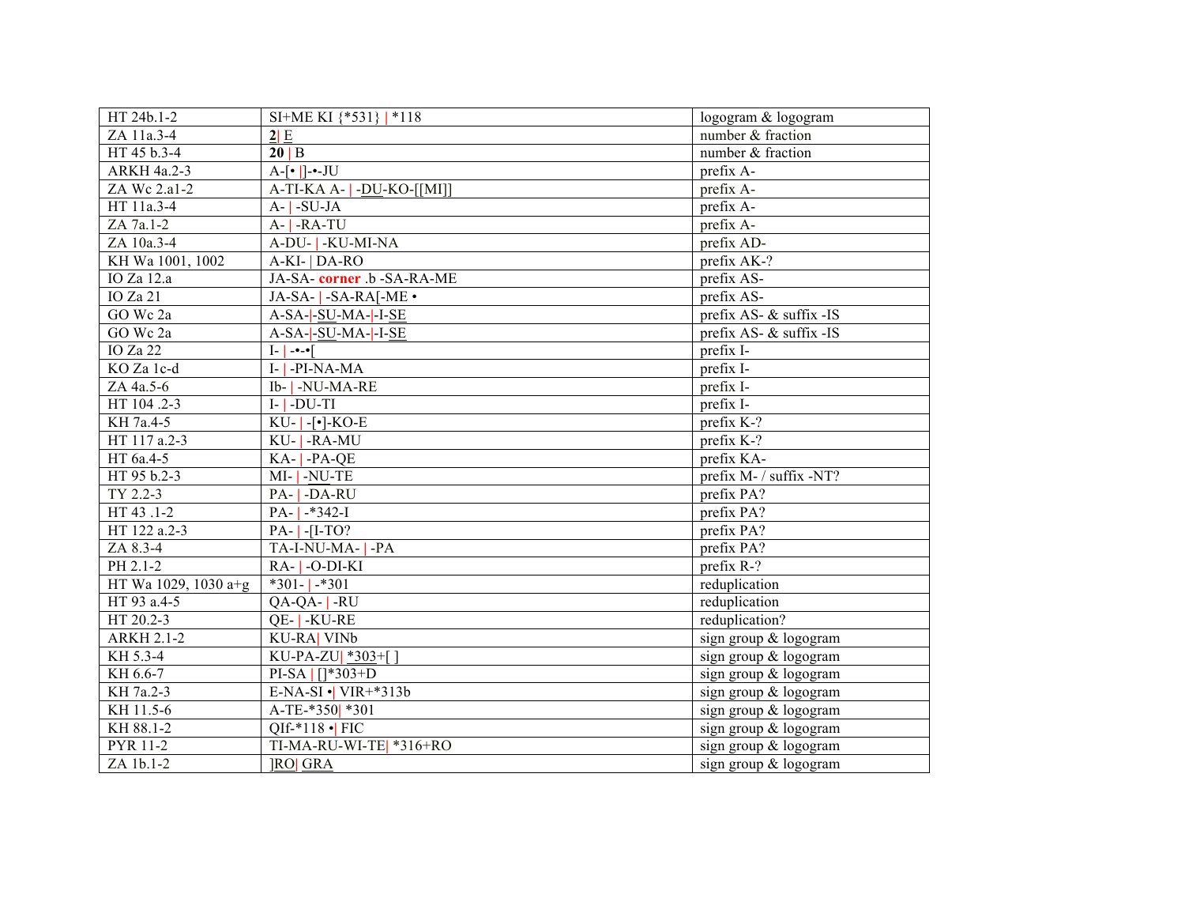| HT 24b.1-2 | SI+ME KI {*531} \| *118 | logogram & logogram |
|---|---|---|
| ZA 11a.3-4 | **2**\| E | number & fraction |
| HT 45 b.3-4 | **20** \| B | number & fraction |
| ARKH 4a.2-3 | A-[• \|]-•-JU | prefix A- |
| ZA Wc 2.a1-2 | A-TI-KA A- \| -DU-KO-[[MI]] | prefix A- |
| HT 11a.3-4 | A- \| -SU-JA | prefix A- |
| ZA 7a.1-2 | A- \| -RA-TU | prefix A- |
| ZA 10a.3-4 | A-DU- \| -KU-MI-NA | prefix AD- |
| KH Wa 1001, 1002 | A-KI- \| DA-RO | prefix AK-? |
| IO Za 12.a | JA-SA- **corner** .b -SA-RA-ME | prefix AS- |
| IO Za 21 | JA-SA- \| -SA-RA[-ME • | prefix AS- |
| GO Wc 2a | A-SA-\|-SU-MA-\|-I-SE | prefix AS- & suffix -IS |
| GO Wc 2a | A-SA-\|-SU-MA-\|-I-SE | prefix AS- & suffix -IS |
| IO Za 22 | I- \| -•-•[ | prefix I- |
| KO Za 1c-d | I- \| -PI-NA-MA | prefix I- |
| ZA 4a.5-6 | Ib- \| -NU-MA-RE | prefix I- |
| HT 104 .2-3 | I- \| -DU-TI | prefix I- |
| KH 7a.4-5 | KU- \| -[•]-KO-E | prefix K-? |
| HT 117 a.2-3 | KU- \| -RA-MU | prefix K-? |
| HT 6a.4-5 | KA- \| -PA-QE | prefix KA- |
| HT 95 b.2-3 | MI- \| -NU-TE | prefix M- / suffix -NT? |
| TY 2.2-3 | PA- \| -DA-RU | prefix PA? |
| HT 43 .1-2 | PA- \| -*342-I | prefix PA? |
| HT 122 a.2-3 | PA- \| -[I-TO? | prefix PA? |
| ZA 8.3-4 | TA-I-NU-MA- \| -PA | prefix PA? |
| PH 2.1-2 | RA- \| -O-DI-KI | prefix R-? |
| HT Wa 1029, 1030 a+g | *301- \| -*301 | reduplication |
| HT 93 a.4-5 | QA-QA- \| -RU | reduplication |
| HT 20.2-3 | QE- \| -KU-RE | reduplication? |
| ARKH 2.1-2 | KU-RA\| VINb | sign group & logogram |
| KH 5.3-4 | KU-PA-ZU\| *303+[ ] | sign group & logogram |
| KH 6.6-7 | PI-SA \| []*303+D | sign group & logogram |
| KH 7a.2-3 | E-NA-SI •\| VIR+*313b | sign group & logogram |
| KH 11.5-6 | A-TE-*350\| *301 | sign group & logogram |
| KH 88.1-2 | QIf-*118 •\| FIC | sign group & logogram |
| PYR 11-2 | TI-MA-RU-WI-TE\| *316+RO | sign group & logogram |
| ZA 1b.1-2 | ]RO\| GRA | sign group & logogram |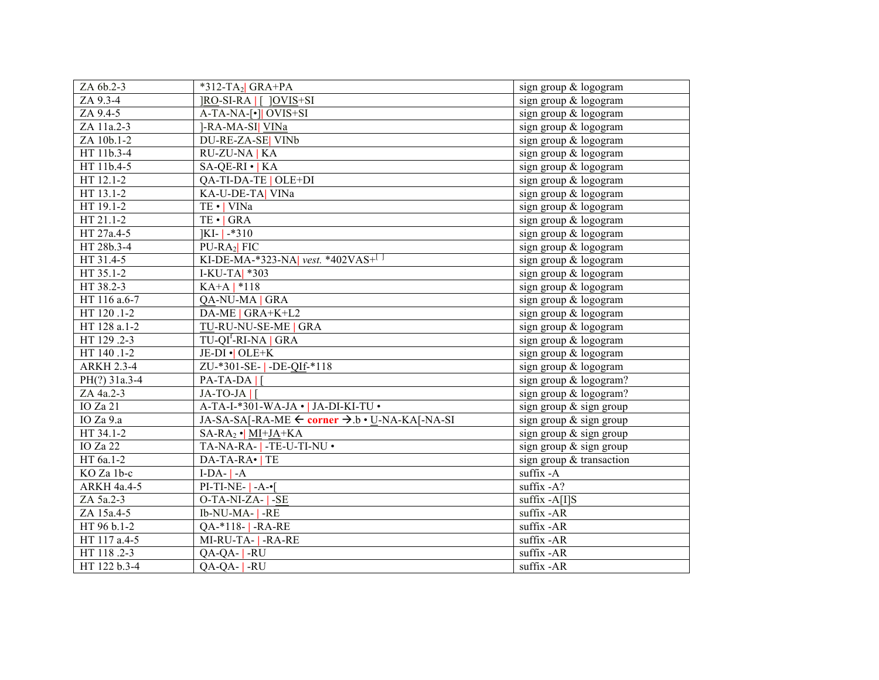| ZA 6b.2-3 | *312-$TA_2$\| GRA+PA | sign group & logogram |
|---|---|---|
| ZA 9.3-4 | ]RO-SI-RA \| [ ]OVIS+SI | sign group & logogram |
| ZA 9.4-5 | A-TA-NA-[•]\| OVIS+SI | sign group & logogram |
| ZA 11a.2-3 | ]-RA-MA-SI\| VINa | sign group & logogram |
| ZA 10b.1-2 | DU-RE-ZA-SE\| VINb | sign group & logogram |
| HT 11b.3-4 | RU-ZU-NA \| KA | sign group & logogram |
| HT 11b.4-5 | SA-QE-RI • \| KA | sign group & logogram |
| HT 12.1-2 | QA-TI-DA-TE \| OLE+DI | sign group & logogram |
| HT 13.1-2 | KA-U-DE-TA\| VINa | sign group & logogram |
| HT 19.1-2 | TE • \| VINa | sign group & logogram |
| HT 21.1-2 | TE • \| GRA | sign group & logogram |
| HT 27a.4-5 | ]KI- \| -*310 | sign group & logogram |
| HT 28b.3-4 | PU-$RA_2$\| FIC | sign group & logogram |
| HT 31.4-5 | KI-DE-MA-*323-NA\| *vest.* *402VAS+[ ] | sign group & logogram |
| HT 35.1-2 | I-KU-TA\| *303 | sign group & logogram |
| HT 38.2-3 | KA+A \| *118 | sign group & logogram |
| HT 116 a.6-7 | QA-NU-MA \| GRA | sign group & logogram |
| HT 120 .1-2 | DA-ME \| GRA+K+L2 | sign group & logogram |
| HT 128 a.1-2 | TU-RU-NU-SE-ME \| GRA | sign group & logogram |
| HT 129 .2-3 | TU-QI[f]-RI-NA \| GRA | sign group & logogram |
| HT 140 .1-2 | JE-DI •\| OLE+K | sign group & logogram |
| ARKH 2.3-4 | ZU-*301-SE- \| -DE-QIf-*118 | sign group & logogram |
| PH(?) 31a.3-4 | PA-TA-DA \| [ | sign group & logogram? |
| ZA 4a.2-3 | JA-TO-JA \| [ | sign group & logogram? |
| IO Za 21 | A-TA-I-*301-WA-JA • \| JA-DI-KI-TU • | sign group & sign group |
| IO Za 9.a | JA-SA-SA[-RA-ME ← **corner** →.b • U-NA-KA[-NA-SI | sign group & sign group |
| HT 34.1-2 | $SA-RA_2$ •\| MI+JA+KA | sign group & sign group |
| IO Za 22 | TA-NA-RA- \| -TE-U-TI-NU • | sign group & sign group |
| HT 6a.1-2 | DA-TA-RA• \| TE | sign group & transaction |
| KO Za 1b-c | I-DA- \| -A | suffix -A |
| ARKH 4a.4-5 | PI-TI-NE- \| -A-•[ | suffix -A? |
| ZA 5a.2-3 | O-TA-NI-ZA- \| -SE | suffix -A[I]S |
| ZA 15a.4-5 | Ib-NU-MA- \| -RE | suffix -AR |
| HT 96 b.1-2 | QA-*118- \| -RA-RE | suffix -AR |
| HT 117 a.4-5 | MI-RU-TA- \| -RA-RE | suffix -AR |
| HT 118 .2-3 | QA-QA- \| -RU | suffix -AR |
| HT 122 b.3-4 | QA-QA- \| -RU | suffix -AR |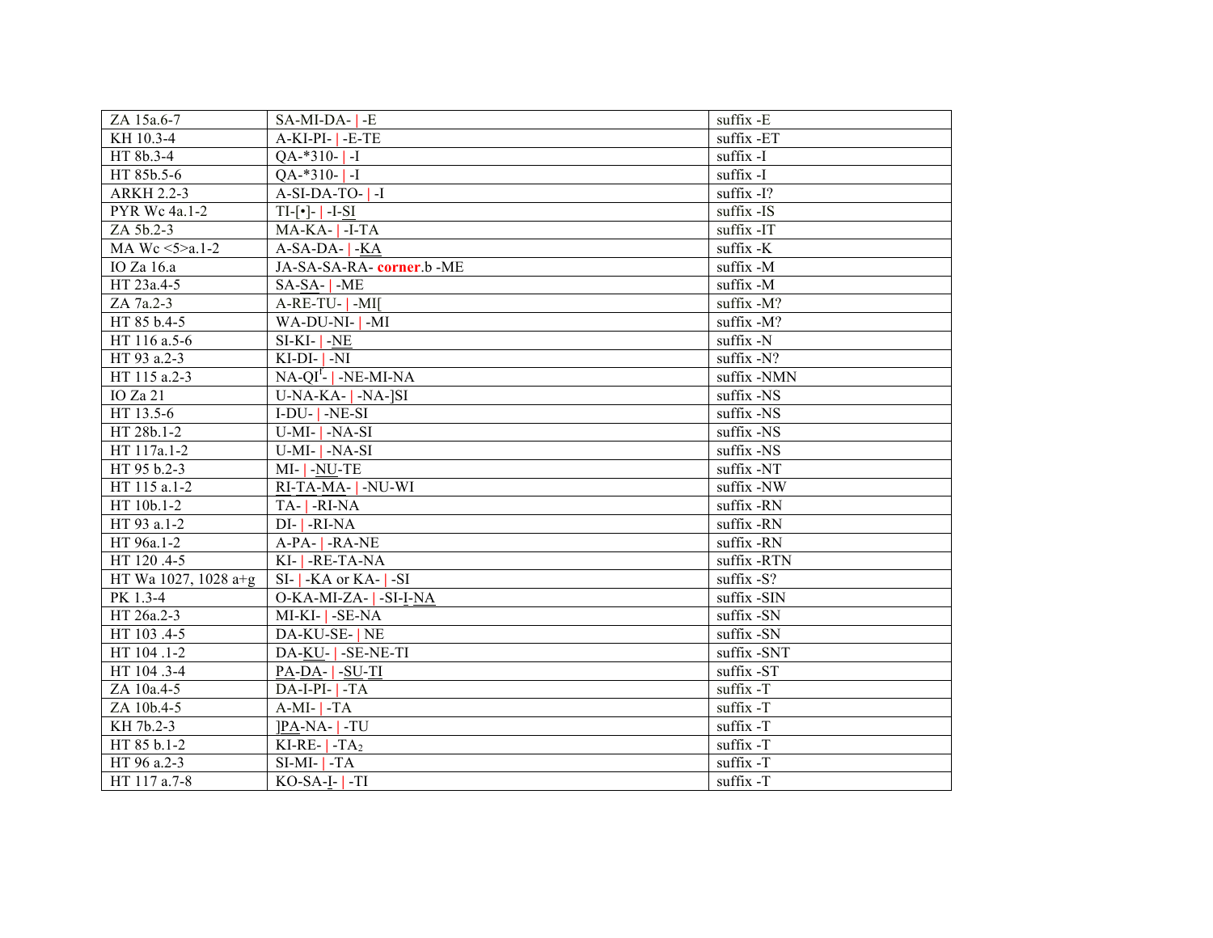| ZA 15a.6-7 | SA-MI-DA- \| -E | suffix -E |
|---|---|---|
| KH 10.3-4 | A-KI-PI- \| -E-TE | suffix -ET |
| HT 8b.3-4 | QA-*310- \| -I | suffix -I |
| HT 85b.5-6 | QA-*310- \| -I | suffix -I |
| ARKH 2.2-3 | A-SI-DA-TO- \| -I | suffix -I? |
| PYR Wc 4a.1-2 | TI-[•]- \| -I-SI | suffix -IS |
| ZA 5b.2-3 | MA-KA- \| -I-TA | suffix -IT |
| MA Wc <5>a.1-2 | A-SA-DA- \| -KA | suffix -K |
| IO Za 16.a | JA-SA-SA-RA- **corner**.b -ME | suffix -M |
| HT 23a.4-5 | SA-SA- \| -ME | suffix -M |
| ZA 7a.2-3 | A-RE-TU- \| -MI[ | suffix -M? |
| HT 85 b.4-5 | WA-DU-NI- \| -MI | suffix -M? |
| HT 116 a.5-6 | SI-KI- \| -NE | suffix -N |
| HT 93 a.2-3 | KI-DI- \| -NI | suffix -N? |
| HT 115 a.2-3 | NA-QI[r]- \| -NE-MI-NA | suffix -NMN |
| IO Za 21 | U-NA-KA- \| -NA-]SI | suffix -NS |
| HT 13.5-6 | I-DU- \| -NE-SI | suffix -NS |
| HT 28b.1-2 | U-MI- \| -NA-SI | suffix -NS |
| HT 117a.1-2 | U-MI- \| -NA-SI | suffix -NS |
| HT 95 b.2-3 | MI- \| -NU-TE | suffix -NT |
| HT 115 a.1-2 | RI-TA-MA- \| -NU-WI | suffix -NW |
| HT 10b.1-2 | TA- \| -RI-NA | suffix -RN |
| HT 93 a.1-2 | DI- \| -RI-NA | suffix -RN |
| HT 96a.1-2 | A-PA- \| -RA-NE | suffix -RN |
| HT 120 .4-5 | KI- \| -RE-TA-NA | suffix -RTN |
| HT Wa 1027, 1028 a+g | SI- \| -KA or KA- \| -SI | suffix -S? |
| PK 1.3-4 | O-KA-MI-ZA- \| -SI-I-NA | suffix -SIN |
| HT 26a.2-3 | MI-KI- \| -SE-NA | suffix -SN |
| HT 103 .4-5 | DA-KU-SE- \| NE | suffix -SN |
| HT 104 .1-2 | DA-KU- \| -SE-NE-TI | suffix -SNT |
| HT 104 .3-4 | PA-DA- \| -SU-TI | suffix -ST |
| ZA 10a.4-5 | DA-I-PI- \| -TA | suffix -T |
| ZA 10b.4-5 | A-MI- \| -TA | suffix -T |
| KH 7b.2-3 | ]PA-NA- \| -TU | suffix -T |
| HT 85 b.1-2 | KI-RE- \| -$TA_2$ | suffix -T |
| HT 96 a.2-3 | SI-MI- \| -TA | suffix -T |
| HT 117 a.7-8 | KO-SA-I- \| -TI | suffix -T |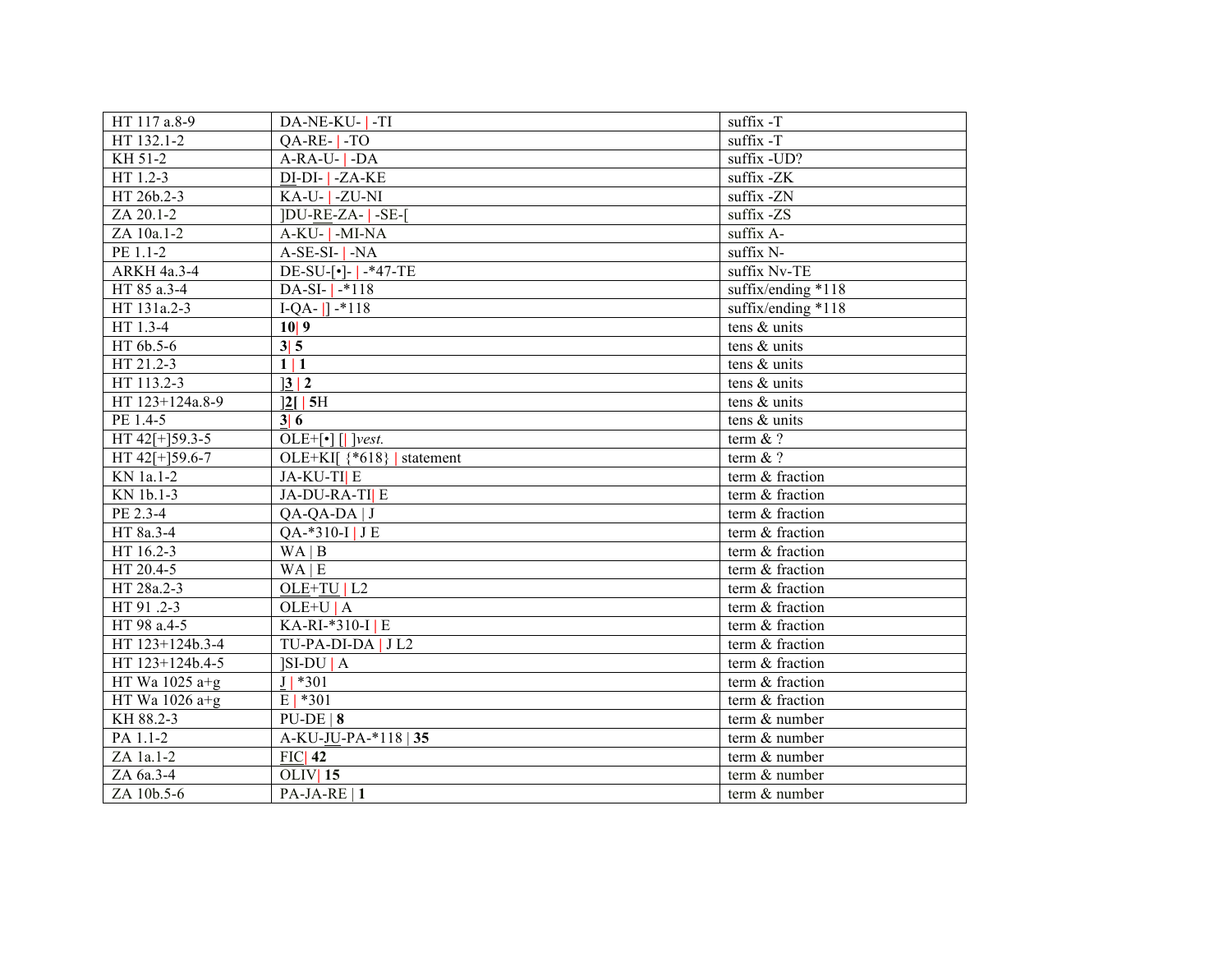| HT 117 a.8-9 | DA-NE-KU- \| -TI | suffix -T |
|---|---|---|
| HT 132.1-2 | QA-RE- \| -TO | suffix -T |
| KH 51-2 | A-RA-U- \| -DA | suffix -UD? |
| HT 1.2-3 | DI-DI- \| -ZA-KE | suffix -ZK |
| HT 26b.2-3 | KA-U- \| -ZU-NI | suffix -ZN |
| ZA 20.1-2 | ]DU-RE-ZA- \| -SE-[ | suffix -ZS |
| ZA 10a.1-2 | A-KU- \| -MI-NA | suffix A- |
| PE 1.1-2 | A-SE-SI- \| -NA | suffix N- |
| ARKH 4a.3-4 | DE-SU-[•]- \| -*47-TE | suffix Nv-TE |
| HT 85 a.3-4 | DA-SI- \| -*118 | suffix/ending *118 |
| HT 131a.2-3 | I-QA- \|] -*118 | suffix/ending *118 |
| HT 1.3-4 | **10**\| **9** | tens & units |
| HT 6b.5-6 | **3**\| **5** | tens & units |
| HT 21.2-3 | **1** \| **1** | tens & units |
| HT 113.2-3 | ]**3** \| **2** | tens & units |
| HT 123+124a.8-9 | ]**2**[ \| **5**H | tens & units |
| PE 1.4-5 | **3**\| **6** | tens & units |
| HT 42[+]59.3-5 | OLE+[•] [\| ]*vest.* | term & ? |
| HT 42[+]59.6-7 | OLE+KI[ {*618} \| statement | term & ? |
| KN 1a.1-2 | JA-KU-TI\| E | term & fraction |
| KN 1b.1-3 | JA-DU-RA-TI\| E | term & fraction |
| PE 2.3-4 | QA-QA-DA \| J | term & fraction |
| HT 8a.3-4 | QA-*310-I \| J E | term & fraction |
| HT 16.2-3 | WA \| B | term & fraction |
| HT 20.4-5 | WA \| E | term & fraction |
| HT 28a.2-3 | OLE+TU \| L2 | term & fraction |
| HT 91 .2-3 | OLE+U \| A | term & fraction |
| HT 98 a.4-5 | KA-RI-*310-I \| E | term & fraction |
| HT 123+124b.3-4 | TU-PA-DI-DA \| J L2 | term & fraction |
| HT 123+124b.4-5 | ]SI-DU \| A | term & fraction |
| HT Wa 1025 a+g | J \| *301 | term & fraction |
| HT Wa 1026 a+g | E \| *301 | term & fraction |
| KH 88.2-3 | PU-DE \| **8** | term & number |
| PA 1.1-2 | A-KU-JU-PA-*118 \| **35** | term & number |
| ZA 1a.1-2 | FIC\| **42** | term & number |
| ZA 6a.3-4 | OLIV\| **15** | term & number |
| ZA 10b.5-6 | PA-JA-RE \| **1** | term & number |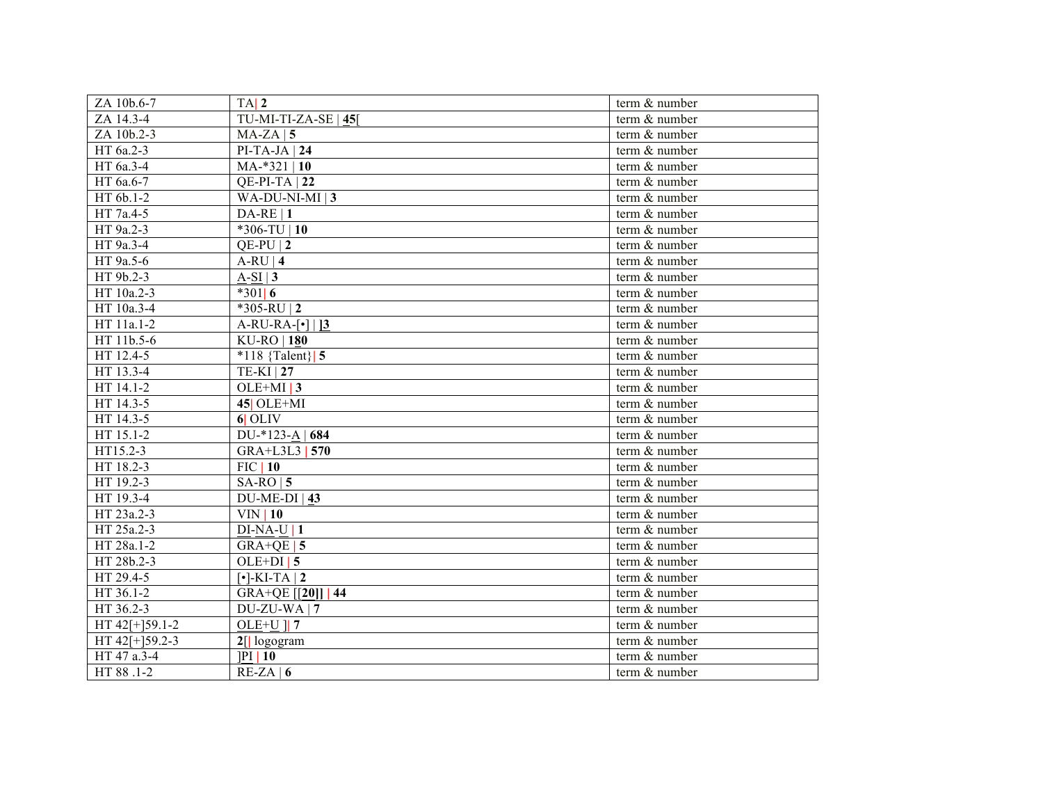| ZA 10b.6-7 | TA\| **2** | term & number |
|---|---|---|
| ZA 14.3-4 | TU-MI-TI-ZA-SE \| **<u>45</u>**[ | term & number |
| ZA 10b.2-3 | MA-ZA \| **5** | term & number |
| HT 6a.2-3 | PI-TA-JA \| **24** | term & number |
| HT 6a.3-4 | MA-*321 \| **10** | term & number |
| HT 6a.6-7 | QE-PI-TA \| **22** | term & number |
| HT 6b.1-2 | WA-DU-NI-MI \| **3** | term & number |
| HT 7a.4-5 | DA-RE \| **1** | term & number |
| HT 9a.2-3 | *306-TU \| **10** | term & number |
| HT 9a.3-4 | QE-PU \| **2** | term & number |
| HT 9a.5-6 | A-RU \| **4** | term & number |
| HT 9b.2-3 | <u>A</u>-<u>SI</u> \| **3** | term & number |
| HT 10a.2-3 | *301\| **6** | term & number |
| HT 10a.3-4 | *305-RU \| **2** | term & number |
| HT 11a.1-2 | A-RU-RA-[•] \| **<u>]3</u>** | term & number |
| HT 11b.5-6 | KU-RO \| **1<u>8</u>0** | term & number |
| HT 12.4-5 | *118 {Talent}\| **5** | term & number |
| HT 13.3-4 | TE-KI \| **27** | term & number |
| HT 14.1-2 | OLE+MI \| **3** | term & number |
| HT 14.3-5 | **45**\| OLE+MI | term & number |
| HT 14.3-5 | **6**\| OLIV | term & number |
| HT 15.1-2 | DU-*123-<u>A</u> \| **684** | term & number |
| HT15.2-3 | GRA+L3L3 \| **570** | term & number |
| HT 18.2-3 | FIC \| **10** | term & number |
| HT 19.2-3 | SA-RO \| **5** | term & number |
| HT 19.3-4 | DU-ME-DI \| **<u>4</u>3** | term & number |
| HT 23a.2-3 | VIN \| **10** | term & number |
| HT 25a.2-3 | <u>DI</u>-<u>NA</u>-<u>U</u> \| **1** | term & number |
| HT 28a.1-2 | GRA+QE \| **5** | term & number |
| HT 28b.2-3 | OLE+DI \| **5** | term & number |
| HT 29.4-5 | [•]-KI-TA \| **2** | term & number |
| HT 36.1-2 | GRA+QE [[**<u>20</u>**]] \| **44** | term & number |
| HT 36.2-3 | DU-ZU-WA \| **7** | term & number |
| HT 42[+]59.1-2 | <u>OLE</u>+<u>U</u> ]\| **7** | term & number |
| HT 42[+]59.2-3 | **2**[\| logogram | term & number |
| HT 47 a.3-4 | ]<u>PI</u> \| **10** | term & number |
| HT 88 .1-2 | RE-ZA \| **6** | term & number |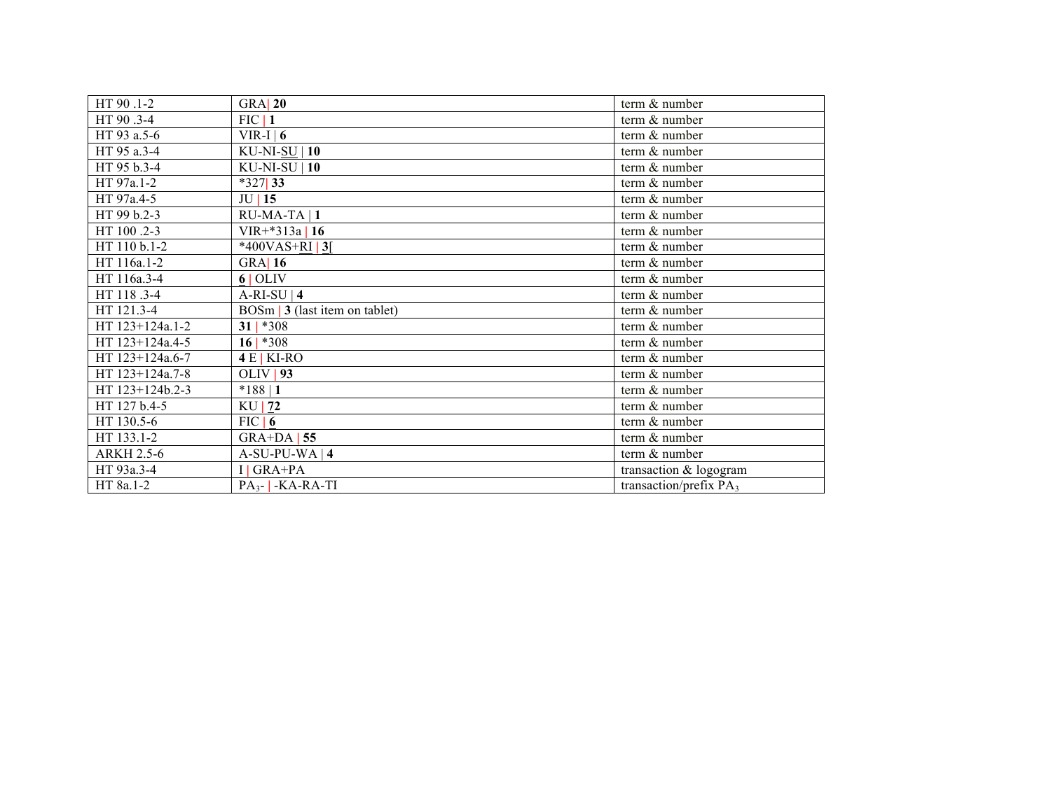| | | |
|---|---|---|
| HT 90 .1-2 | GRA\| **20** | term & number |
| HT 90 .3-4 | FIC \| **1** | term & number |
| HT 93 a.5-6 | VIR-I \| **6** | term & number |
| HT 95 a.3-4 | KU-NI-SU \| **10** | term & number |
| HT 95 b.3-4 | KU-NI-SU \| **10** | term & number |
| HT 97a.1-2 | *327\| **33** | term & number |
| HT 97a.4-5 | JU \| **15** | term & number |
| HT 99 b.2-3 | RU-MA-TA \| **1** | term & number |
| HT 100 .2-3 | VIR+*313a \| **16** | term & number |
| HT 110 b.1-2 | *400VAS+RI \| **3**[ | term & number |
| HT 116a.1-2 | GRA\| **16** | term & number |
| HT 116a.3-4 | **6** \| OLIV | term & number |
| HT 118 .3-4 | A-RI-SU \| **4** | term & number |
| HT 121.3-4 | BOSm \| **3** (last item on tablet) | term & number |
| HT 123+124a.1-2 | **31** \| *308 | term & number |
| HT 123+124a.4-5 | **16** \| *308 | term & number |
| HT 123+124a.6-7 | **4** E \| KI-RO | term & number |
| HT 123+124a.7-8 | OLIV \| **93** | term & number |
| HT 123+124b.2-3 | *188 \| **1** | term & number |
| HT 127 b.4-5 | KU \| **72** | term & number |
| HT 130.5-6 | FIC \| **6** | term & number |
| HT 133.1-2 | GRA+DA \| **55** | term & number |
| ARKH 2.5-6 | A-SU-PU-WA \| **4** | term & number |
| HT 93a.3-4 | I \| GRA+PA | transaction & logogram |
| HT 8a.1-2 | $PA_3$- \| -KA-RA-TI | transaction/prefix $PA_3$ |